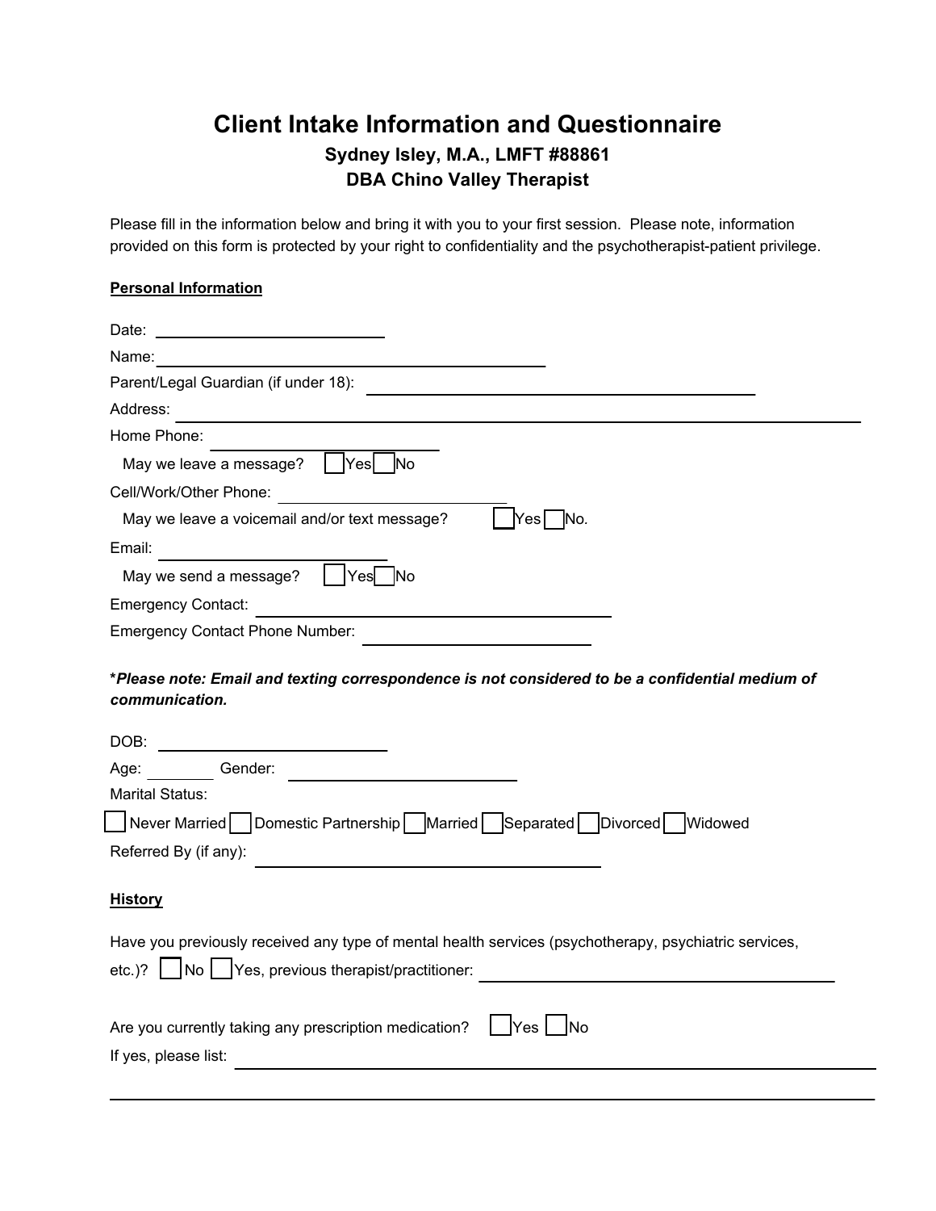# Client Intake Information and Questionnaire

### Sydney Isley, M.A., LMFT #88861

### DBA Chino Valley Therapist

Please fill in the information below and bring it with you to your first session. Please note, information provided on this form is protected by your right to confidentiality and the psychotherapist-patient privilege.

**Personal Information**

Date: ______________________

Name: ______________________________________

Parent/Legal Guardian (if under 18): ______________________________________

Address: ______________________________________________________________________

Home Phone: ______________________

May we leave a message? ☐ Yes ☐ No

Cell/Work/Other Phone: ______________________

May we leave a voicemail and/or text message? ☐ Yes ☐ No.

Email: ______________________

May we send a message? ☐ Yes ☐ No

Emergency Contact: ______________________________________

Emergency Contact Phone Number: ______________________

***Please note: Email and texting correspondence is not considered to be a confidential medium of communication.***

DOB: ______________________

Age: ________ Gender: ______________________

Marital Status:

☐ Never Married ☐ Domestic Partnership ☐ Married ☐ Separated ☐ Divorced ☐ Widowed

Referred By (if any): ______________________________________

**History**

Have you previously received any type of mental health services (psychotherapy, psychiatric services, etc.)? ☐ No ☐ Yes, previous therapist/practitioner: ______________________________________

Are you currently taking any prescription medication? ☐ Yes ☐ No

If yes, please list: ______________________________________________________________________

______________________________________________________________________________________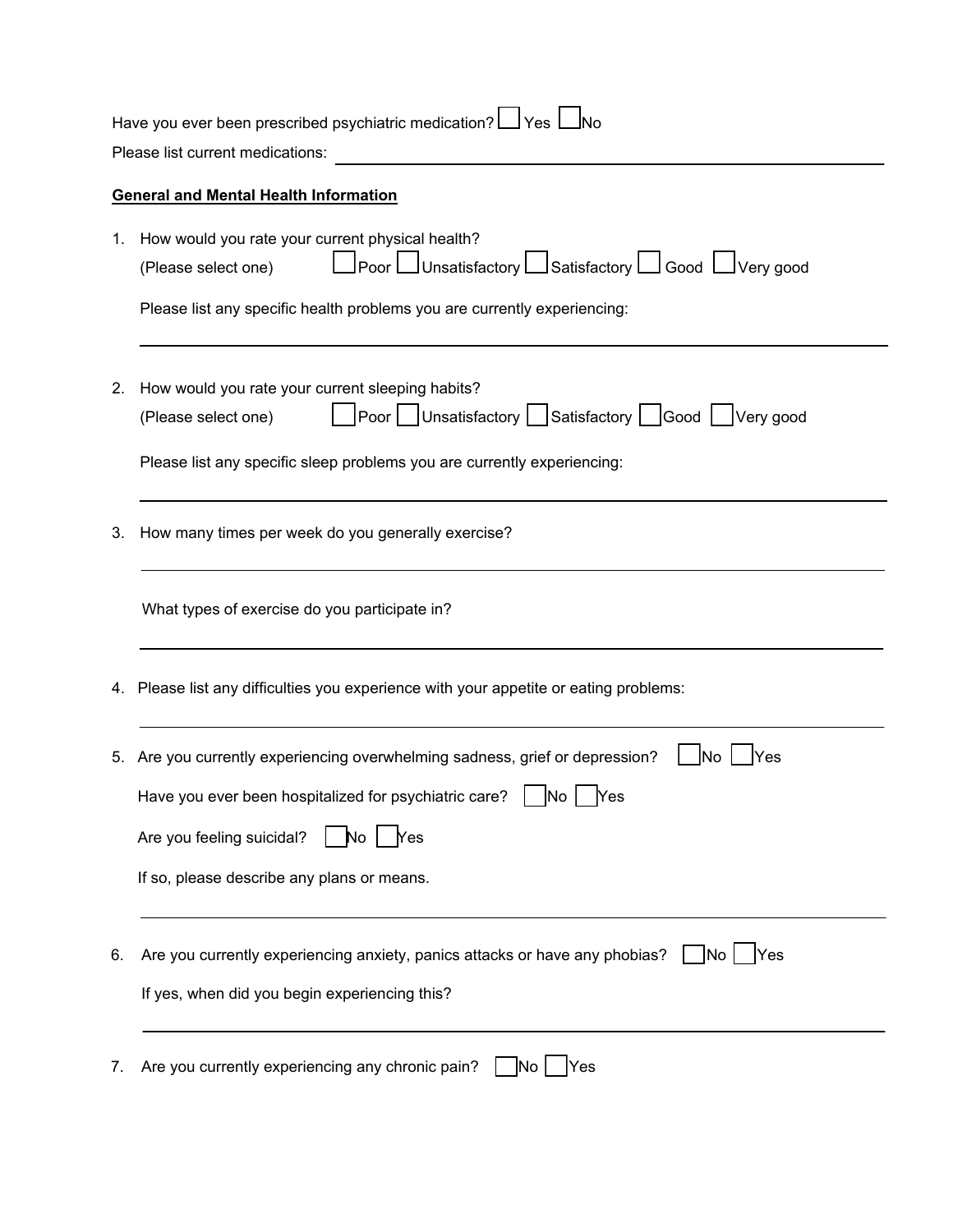Have you ever been prescribed psychiatric medication? ☐ Yes ☐ No

Please list current medications: \_\_\_\_\_\_\_\_\_\_\_\_\_\_\_\_\_\_\_\_\_\_\_\_\_\_\_\_\_\_\_\_\_\_\_\_\_\_\_\_

**General and Mental Health Information**

1. How would you rate your current physical health?
   (Please select one) ☐ Poor ☐ Unsatisfactory ☐ Satisfactory ☐ Good ☐ Very good

   Please list any specific health problems you are currently experiencing:

   \_\_\_\_\_\_\_\_\_\_\_\_\_\_\_\_\_\_\_\_\_\_\_\_\_\_\_\_\_\_\_\_\_\_\_\_\_\_\_\_\_\_\_\_\_\_\_\_\_\_\_\_\_\_\_\_

2. How would you rate your current sleeping habits?
   (Please select one) ☐ Poor ☐ Unsatisfactory ☐ Satisfactory ☐ Good ☐ Very good

   Please list any specific sleep problems you are currently experiencing:

   \_\_\_\_\_\_\_\_\_\_\_\_\_\_\_\_\_\_\_\_\_\_\_\_\_\_\_\_\_\_\_\_\_\_\_\_\_\_\_\_\_\_\_\_\_\_\_\_\_\_\_\_\_\_\_\_

3. How many times per week do you generally exercise?

   \_\_\_\_\_\_\_\_\_\_\_\_\_\_\_\_\_\_\_\_\_\_\_\_\_\_\_\_\_\_\_\_\_\_\_\_\_\_\_\_\_\_\_\_\_\_\_\_\_\_\_\_\_\_\_\_

   What types of exercise do you participate in?

   \_\_\_\_\_\_\_\_\_\_\_\_\_\_\_\_\_\_\_\_\_\_\_\_\_\_\_\_\_\_\_\_\_\_\_\_\_\_\_\_\_\_\_\_\_\_\_\_\_\_\_\_\_\_\_\_

4. Please list any difficulties you experience with your appetite or eating problems:

   \_\_\_\_\_\_\_\_\_\_\_\_\_\_\_\_\_\_\_\_\_\_\_\_\_\_\_\_\_\_\_\_\_\_\_\_\_\_\_\_\_\_\_\_\_\_\_\_\_\_\_\_\_\_\_\_

5. Are you currently experiencing overwhelming sadness, grief or depression? ☐ No ☐ Yes

   Have you ever been hospitalized for psychiatric care? ☐ No ☐ Yes

   Are you feeling suicidal? ☐ No ☐ Yes

   If so, please describe any plans or means.

   \_\_\_\_\_\_\_\_\_\_\_\_\_\_\_\_\_\_\_\_\_\_\_\_\_\_\_\_\_\_\_\_\_\_\_\_\_\_\_\_\_\_\_\_\_\_\_\_\_\_\_\_\_\_\_\_

6. Are you currently experiencing anxiety, panics attacks or have any phobias? ☐ No ☐ Yes

   If yes, when did you begin experiencing this?

   \_\_\_\_\_\_\_\_\_\_\_\_\_\_\_\_\_\_\_\_\_\_\_\_\_\_\_\_\_\_\_\_\_\_\_\_\_\_\_\_\_\_\_\_\_\_\_\_\_\_\_\_\_\_\_\_

7. Are you currently experiencing any chronic pain? ☐ No ☐ Yes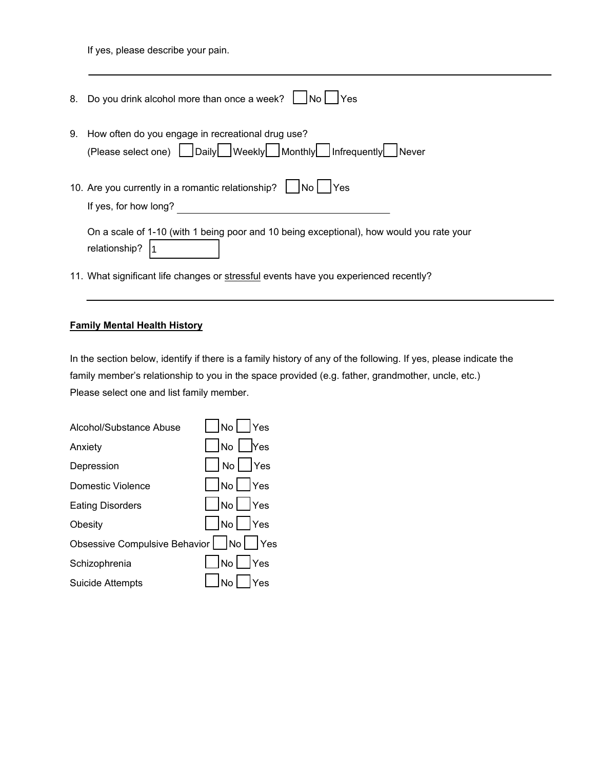If yes, please describe your pain.

_______________________________________________________________

8. Do you drink alcohol more than once a week? ☐ No ☐ Yes

9. How often do you engage in recreational drug use?
   (Please select one) ☐ Daily ☐ Weekly ☐ Monthly ☐ Infrequently ☐ Never

10. Are you currently in a romantic relationship? ☐ No ☐ Yes
    If yes, for how long? ______________________________

    On a scale of 1-10 (with 1 being poor and 10 being exceptional), how would you rate your relationship? 1

11. What significant life changes or stressful events have you experienced recently?

_______________________________________________________________

**Family Mental Health History**

In the section below, identify if there is a family history of any of the following. If yes, please indicate the family member's relationship to you in the space provided (e.g. father, grandmother, uncle, etc.)
Please select one and list family member.

| | |
|---|---|
| Alcohol/Substance Abuse | ☐ No ☐ Yes |
| Anxiety | ☐ No ☐ Yes |
| Depression | ☐ No ☐ Yes |
| Domestic Violence | ☐ No ☐ Yes |
| Eating Disorders | ☐ No ☐ Yes |
| Obesity | ☐ No ☐ Yes |
| Obsessive Compulsive Behavior | ☐ No ☐ Yes |
| Schizophrenia | ☐ No ☐ Yes |
| Suicide Attempts | ☐ No ☐ Yes |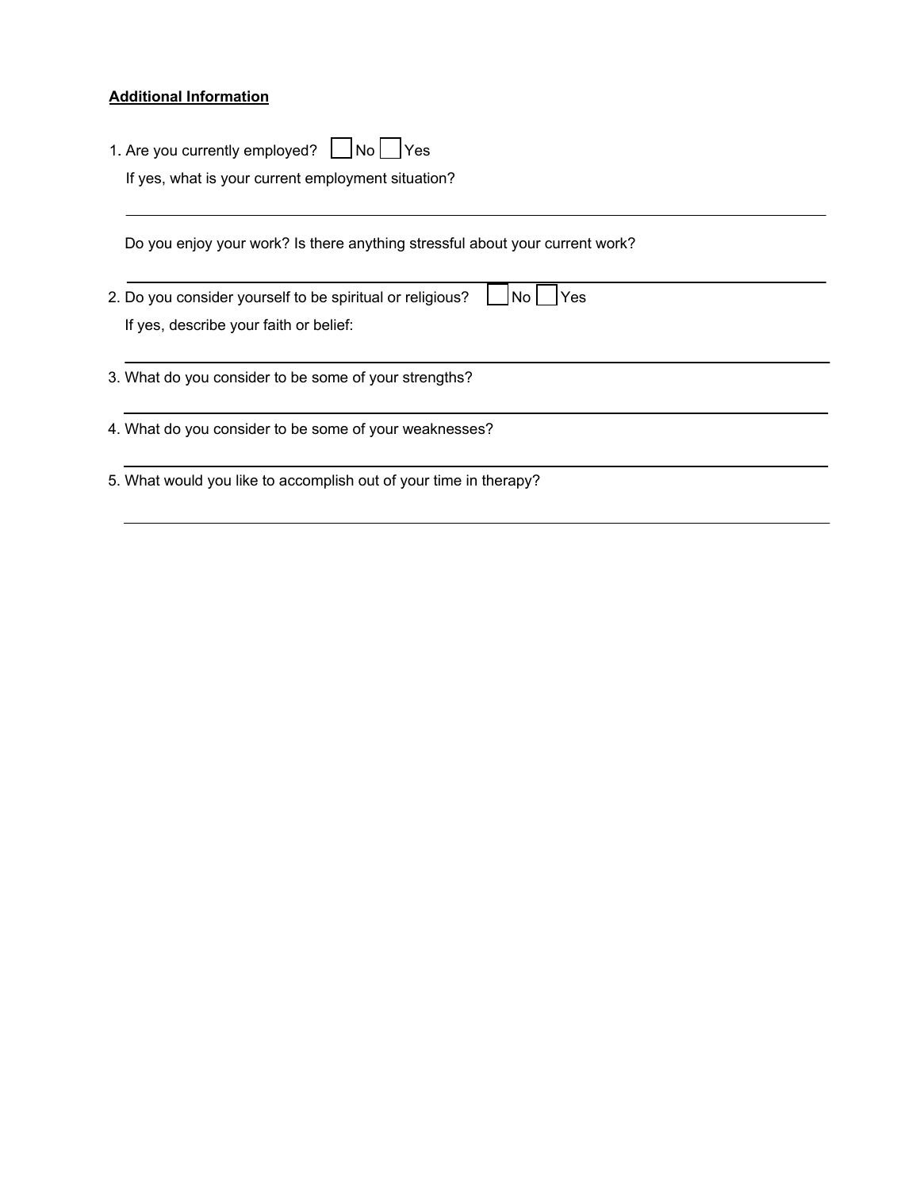**Additional Information**

1. Are you currently employed? ☐ No ☐ Yes

   If yes, what is your current employment situation?

   ______________________________________________________________________

   Do you enjoy your work? Is there anything stressful about your current work?

   ______________________________________________________________________

2. Do you consider yourself to be spiritual or religious? ☐ No ☐ Yes

   If yes, describe your faith or belief:

   ______________________________________________________________________

3. What do you consider to be some of your strengths?

   ______________________________________________________________________

4. What do you consider to be some of your weaknesses?

   ______________________________________________________________________

5. What would you like to accomplish out of your time in therapy?

   ______________________________________________________________________